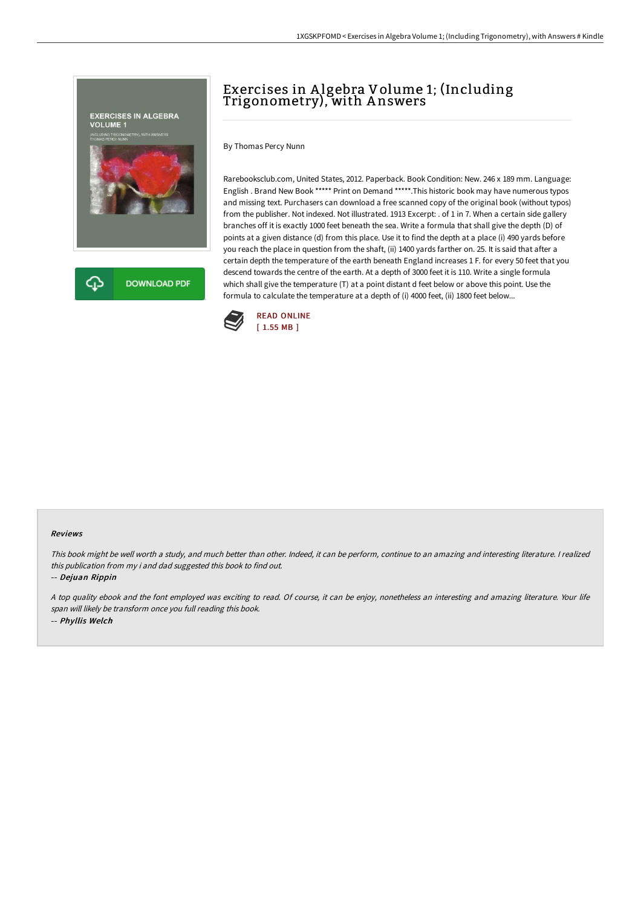# Exercises in Algebra Volume 1; (Including Trigonometry), with Answers

By Thomas Percy Nunn

Rarebooksclub.com, United States, 2012. Paperback. Book Condition: New. 246 x 189 mm. Language: English . Brand New Book ***** Print on Demand *****.This historic book may have numerous typos and missing text. Purchasers can download a free scanned copy of the original book (without typos) from the publisher. Not indexed. Not illustrated. 1913 Excerpt: . of 1 in 7. When a certain side gallery branches off it is exactly 1000 feet beneath the sea. Write a formula that shall give the depth (D) of points at a given distance (d) from this place. Use it to find the depth at a place (i) 490 yards before you reach the place in question from the shaft, (ii) 1400 yards farther on. 25. It is said that after a certain depth the temperature of the earth beneath England increases 1 F. for every 50 feet that you descend towards the centre of the earth. At a depth of 3000 feet it is 110. Write a single formula which shall give the temperature (T) at a point distant d feet below or above this point. Use the formula to calculate the temperature at a depth of (i) 4000 feet, (ii) 1800 feet below...

DOWNLOAD PDF

READ ONLINE
[ 1.55 MB ]

## Reviews

*This book might be well worth a study, and much better than other. Indeed, it can be perform, continue to an amazing and interesting literature. I realized this publication from my i and dad suggested this book to find out.*

-- ***Dejuan Rippin***

*A top quality ebook and the font employed was exciting to read. Of course, it can be enjoy, nonetheless an interesting and amazing literature. Your life span will likely be transform once you full reading this book.*

-- ***Phyllis Welch***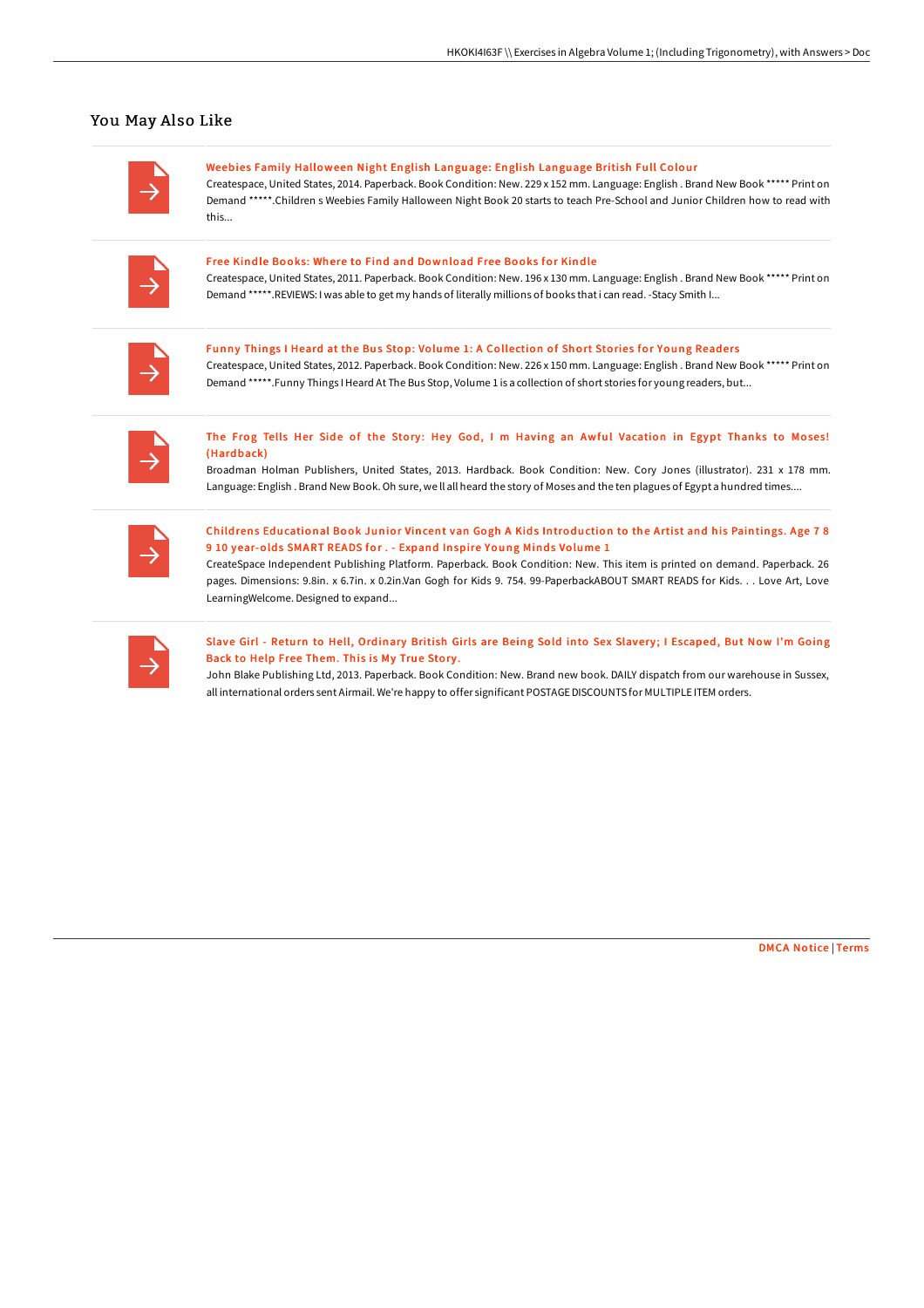## You May Also Like

**Weebies Family Halloween Night English Language: English Language British Full Colour**

Createspace, United States, 2014. Paperback. Book Condition: New. 229 x 152 mm. Language: English . Brand New Book ***** Print on Demand *****.Children s Weebies Family Halloween Night Book 20 starts to teach Pre-School and Junior Children how to read with this...

**Free Kindle Books: Where to Find and Download Free Books for Kindle**

Createspace, United States, 2011. Paperback. Book Condition: New. 196 x 130 mm. Language: English . Brand New Book ***** Print on Demand *****.REVIEWS: I was able to get my hands of literally millions of books that i can read. -Stacy Smith I...

**Funny Things I Heard at the Bus Stop: Volume 1: A Collection of Short Stories for Young Readers**

Createspace, United States, 2012. Paperback. Book Condition: New. 226 x 150 mm. Language: English . Brand New Book ***** Print on Demand *****.Funny Things I Heard At The Bus Stop, Volume 1 is a collection of short stories for young readers, but...

**The Frog Tells Her Side of the Story: Hey God, I m Having an Awful Vacation in Egypt Thanks to Moses! (Hardback)**

Broadman Holman Publishers, United States, 2013. Hardback. Book Condition: New. Cory Jones (illustrator). 231 x 178 mm. Language: English . Brand New Book. Oh sure, we ll all heard the story of Moses and the ten plagues of Egypt a hundred times....

**Childrens Educational Book Junior Vincent van Gogh A Kids Introduction to the Artist and his Paintings. Age 7 8 9 10 year-olds SMART READS for . - Expand Inspire Young Minds Volume 1**

CreateSpace Independent Publishing Platform. Paperback. Book Condition: New. This item is printed on demand. Paperback. 26 pages. Dimensions: 9.8in. x 6.7in. x 0.2in.Van Gogh for Kids 9. 754. 99-PaperbackABOUT SMART READS for Kids. . . Love Art, Love LearningWelcome. Designed to expand...

**Slave Girl - Return to Hell, Ordinary British Girls are Being Sold into Sex Slavery; I Escaped, But Now I'm Going Back to Help Free Them. This is My True Story.**

John Blake Publishing Ltd, 2013. Paperback. Book Condition: New. Brand new book. DAILY dispatch from our warehouse in Sussex, all international orders sent Airmail. We're happy to offer significant POSTAGE DISCOUNTS for MULTIPLE ITEM orders.

DMCA Notice | Terms